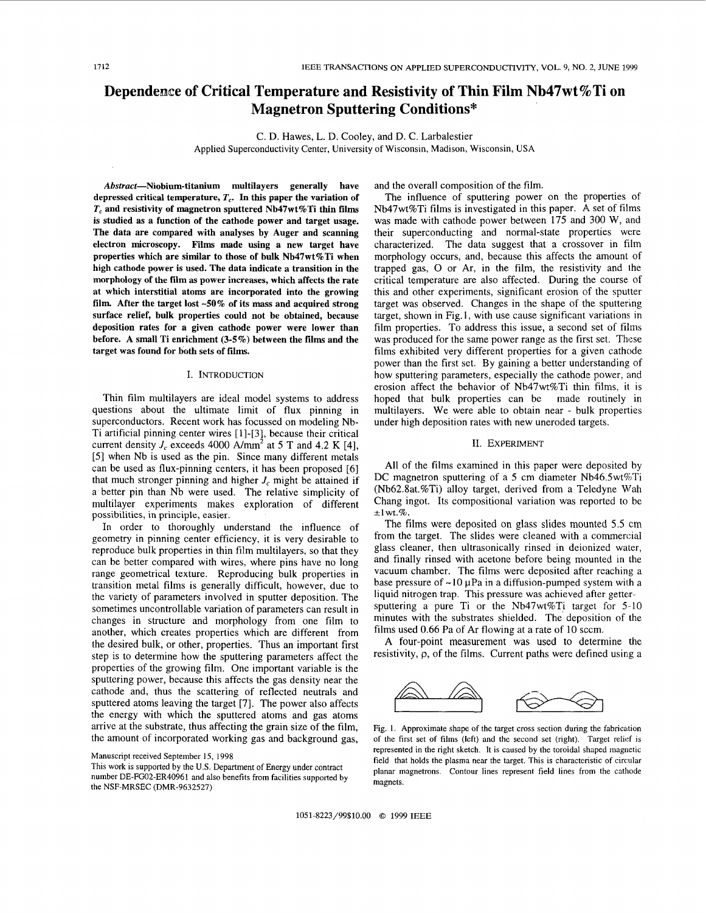# Dependence of Critical Temperature and Resistivity of Thin Film Nb47wt%Ti on Magnetron Sputtering Conditions*

C. D. Hawes, L. D. Cooley, and D. C. Larbalestier

Applied Superconductivity Center, University of Wisconsin, Madison, Wisconsin, USA

***Abstract*—Niobium-titanium multilayers generally have depressed critical temperature, $T_c$. In this paper the variation of $T_c$ and resistivity of magnetron sputtered Nb47wt%Ti thin films is studied as a function of the cathode power and target usage. The data are compared with analyses by Auger and scanning electron microscopy. Films made using a new target have properties which are similar to those of bulk Nb47wt%Ti when high cathode power is used. The data indicate a transition in the morphology of the film as power increases, which affects the rate at which interstitial atoms are incorporated into the growing film. After the target lost ~50% of its mass and acquired strong surface relief, bulk properties could not be obtained, because deposition rates for a given cathode power were lower than before. A small Ti enrichment (3-5%) between the films and the target was found for both sets of films.**

## I. Introduction

Thin film multilayers are ideal model systems to address questions about the ultimate limit of flux pinning in superconductors. Recent work has focussed on modeling Nb-Ti artificial pinning center wires [1]-[3], because their critical current density $J_c$ exceeds 4000 A/mm$^2$ at 5 T and 4.2 K [4], [5] when Nb is used as the pin. Since many different metals can be used as flux-pinning centers, it has been proposed [6] that much stronger pinning and higher $J_c$ might be attained if a better pin than Nb were used. The relative simplicity of multilayer experiments makes exploration of different possibilities, in principle, easier.

In order to thoroughly understand the influence of geometry in pinning center efficiency, it is very desirable to reproduce bulk properties in thin film multilayers, so that they can be better compared with wires, where pins have no long range geometrical texture. Reproducing bulk properties in transition metal films is generally difficult, however, due to the variety of parameters involved in sputter deposition. The sometimes uncontrollable variation of parameters can result in changes in structure and morphology from one film to another, which creates properties which are different from the desired bulk, or other, properties. Thus an important first step is to determine how the sputtering parameters affect the properties of the growing film. One important variable is the sputtering power, because this affects the gas density near the cathode and, thus the scattering of reflected neutrals and sputtered atoms leaving the target [7]. The power also affects the energy with which the sputtered atoms and gas atoms arrive at the substrate, thus affecting the grain size of the film, the amount of incorporated working gas and background gas, and the overall composition of the film.

The influence of sputtering power on the properties of Nb47wt%Ti films is investigated in this paper. A set of films was made with cathode power between 175 and 300 W, and their superconducting and normal-state properties were characterized. The data suggest that a crossover in film morphology occurs, and, because this affects the amount of trapped gas, O or Ar, in the film, the resistivity and the critical temperature are also affected. During the course of this and other experiments, significant erosion of the sputter target was observed. Changes in the shape of the sputtering target, shown in Fig. 1, with use cause significant variations in film properties. To address this issue, a second set of films was produced for the same power range as the first set. These films exhibited very different properties for a given cathode power than the first set. By gaining a better understanding of how sputtering parameters, especially the cathode power, and erosion affect the behavior of Nb47wt%Ti thin films, it is hoped that bulk properties can be made routinely in multilayers. We were able to obtain near - bulk properties under high deposition rates with new uneroded targets.

Manuscript received September 15, 1998

This work is supported by the U.S. Department of Energy under contract number DE-FG02-ER40961 and also benefits from facilities supported by the NSF-MRSEC (DMR-9632527)

## II. Experiment

All of the films examined in this paper were deposited by DC magnetron sputtering of a 5 cm diameter Nb46.5wt%Ti (Nb62.8at.%Ti) alloy target, derived from a Teledyne Wah Chang ingot. Its compositional variation was reported to be ±1wt.%.

The films were deposited on glass slides mounted 5.5 cm from the target. The slides were cleaned with a commercial glass cleaner, then ultrasonically rinsed in deionized water, and finally rinsed with acetone before being mounted in the vacuum chamber. The films were deposited after reaching a base pressure of ~10 μPa in a diffusion-pumped system with a liquid nitrogen trap. This pressure was achieved after getter-sputtering a pure Ti or the Nb47wt%Ti target for 5-10 minutes with the substrates shielded. The deposition of the films used 0.66 Pa of Ar flowing at a rate of 10 sccm.

A four-point measurement was used to determine the resistivity, ρ, of the films. Current paths were defined using a

Fig. 1. Approximate shape of the target cross section during the fabrication of the first set of films (left) and the second set (right). Target relief is represented in the right sketch. It is caused by the toroidal shaped magnetic field that holds the plasma near the target. This is characteristic of circular planar magnetrons. Contour lines represent field lines from the cathode magnets.

1051-8223/99$10.00 © 1999 IEEE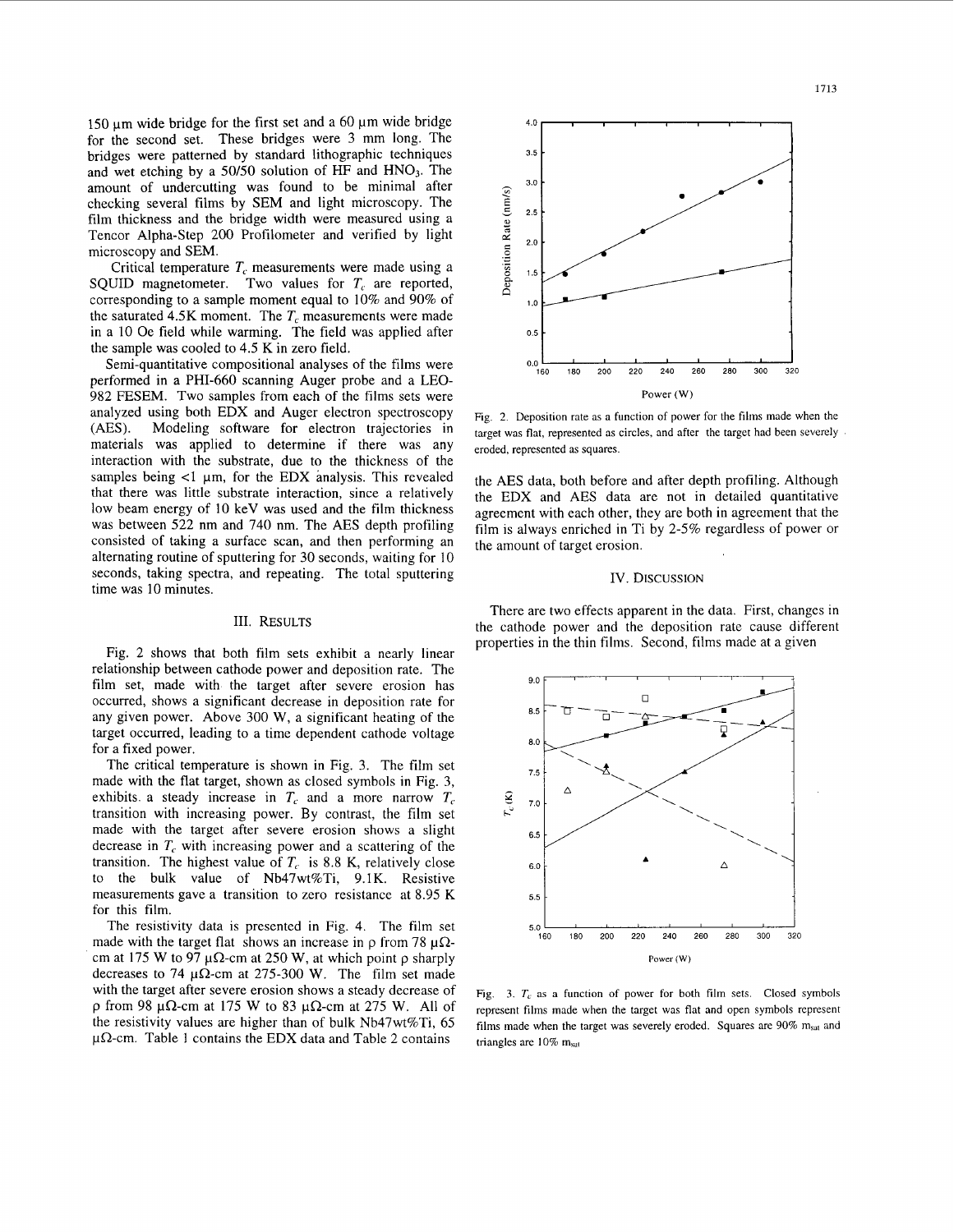150 μm wide bridge for the first set and a 60 μm wide bridge for the second set. These bridges were 3 mm long. The bridges were patterned by standard lithographic techniques and wet etching by a 50/50 solution of HF and $HNO_3$. The amount of undercutting was found to be minimal after checking several films by SEM and light microscopy. The film thickness and the bridge width were measured using a Tencor Alpha-Step 200 Profilometer and verified by light microscopy and SEM.

Critical temperature $T_c$ measurements were made using a SQUID magnetometer. Two values for $T_c$ are reported, corresponding to a sample moment equal to 10% and 90% of the saturated 4.5K moment. The $T_c$ measurements were made in a 10 Oe field while warming. The field was applied after the sample was cooled to 4.5 K in zero field.

Semi-quantitative compositional analyses of the films were performed in a PHI-660 scanning Auger probe and a LEO-982 FESEM. Two samples from each of the film sets were analyzed using both EDX and Auger electron spectroscopy (AES). Modeling software for electron trajectories in materials was applied to determine if there was any interaction with the substrate, due to the thickness of the samples being <1 μm, for the EDX analysis. This revealed that there was little substrate interaction, since a relatively low beam energy of 10 keV was used and the film thickness was between 522 nm and 740 nm. The AES depth profiling consisted of taking a surface scan, and then performing an alternating routine of sputtering for 30 seconds, waiting for 10 seconds, taking spectra, and repeating. The total sputtering time was 10 minutes.

## III. RESULTS

Fig. 2 shows that both film sets exhibit a nearly linear relationship between cathode power and deposition rate. The film set, made with the target after severe erosion has occurred, shows a significant decrease in deposition rate for any given power. Above 300 W, a significant heating of the target occurred, leading to a time dependent cathode voltage for a fixed power.

The critical temperature is shown in Fig. 3. The film set made with the flat target, shown as closed symbols in Fig. 3, exhibits a steady increase in $T_c$ and a more narrow $T_c$ transition with increasing power. By contrast, the film set made with the target after severe erosion shows a slight decrease in $T_c$ with increasing power and a scattering of the transition. The highest value of $T_c$ is 8.8 K, relatively close to the bulk value of Nb47wt%Ti, 9.1K. Resistive measurements gave a transition to zero resistance at 8.95 K for this film.

The resistivity data is presented in Fig. 4. The film set made with the target flat shows an increase in ρ from 78 μΩ-cm at 175 W to 97 μΩ-cm at 250 W, at which point ρ sharply decreases to 74 μΩ-cm at 275-300 W. The film set made with the target after severe erosion shows a steady decrease of ρ from 98 μΩ-cm at 175 W to 83 μΩ-cm at 275 W. All of the resistivity values are higher than of bulk Nb47wt%Ti, 65 μΩ-cm. Table 1 contains the EDX data and Table 2 contains the AES data, both before and after depth profiling. Although the EDX and AES data are not in detailed quantitative agreement with each other, they are both in agreement that the film is always enriched in Ti by 2-5% regardless of power or the amount of target erosion.

Deposition Rate (nm/s)
4.0
3.5
3.0
2.5
2.0
1.5
1.0
0.5
0.0
160 180 200 220 240 260 280 300 320
Power (W)

Fig. 2. Deposition rate as a function of power for the films made when the target was flat, represented as circles, and after the target had been severely eroded, represented as squares.

## IV. DISCUSSION

There are two effects apparent in the data. First, changes in the cathode power and the deposition rate cause different properties in the thin films. Second, films made at a given

$T_c$ (K)
9.0
8.5
8.0
7.5
7.0
6.5
6.0
5.5
5.0
160 180 200 220 240 260 280 300 320
Power (W)

Fig. 3. $T_c$ as a function of power for both film sets. Closed symbols represent films made when the target was flat and open symbols represent films made when the target was severely eroded. Squares are 90% $m_{sat}$ and triangles are 10% $m_{sat}$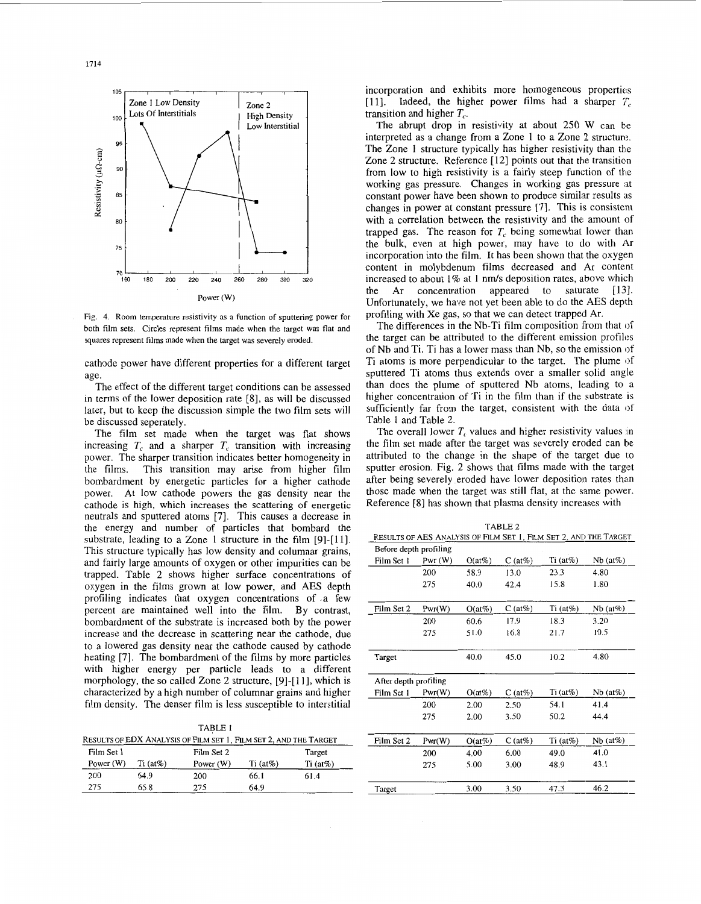Fig. 4. Room temperature resistivity as a function of sputtering power for both film sets. Circles represent films made when the target was flat and squares represent films made when the target was severely eroded.

cathode power have different properties for a different target age.

The effect of the different target conditions can be assessed in terms of the lower deposition rate [8], as will be discussed later, but to keep the discussion simple the two film sets will be discussed seperately.

The film set made when the target was flat shows increasing $T_c$ and a sharper $T_c$ transition with increasing power. The sharper transition indicates better homogeneity in the films. This transition may arise from higher film bombardment by energetic particles for a higher cathode power. At low cathode powers the gas density near the cathode is high, which increases the scattering of energetic neutrals and sputtered atoms [7]. This causes a decrease in the energy and number of particles that bombard the substrate, leading to a Zone 1 structure in the film [9]-[11]. This structure typically has low density and columnar grains, and fairly large amounts of oxygen or other impurities can be trapped. Table 2 shows higher surface concentrations of oxygen in the films grown at low power, and AES depth profiling indicates that oxygen concentrations of a few percent are maintained well into the film. By contrast, bombardment of the substrate is increased both by the power increase and the decrease in scattering near the cathode, due to a lowered gas density near the cathode caused by cathode heating [7]. The bombardment of the films by more particles with higher energy per particle leads to a different morphology, the so called Zone 2 structure, [9]-[11], which is characterized by a high number of columnar grains and higher film density. The denser film is less susceptible to interstitial incorporation and exhibits more homogeneous properties [11]. Indeed, the higher power films had a sharper $T_c$ transition and higher $T_c$.

The abrupt drop in resistivity at about 250 W can be interpreted as a change from a Zone 1 to a Zone 2 structure. The Zone 1 structure typically has higher resistivity than the Zone 2 structure. Reference [12] points out that the transition from low to high resistivity is a fairly steep function of the working gas pressure. Changes in working gas pressure at constant power have been shown to produce similar results as changes in power at constant pressure [7]. This is consistent with a correlation between the resistivity and the amount of trapped gas. The reason for $T_c$ being somewhat lower than the bulk, even at high power, may have to do with Ar incorporation into the film. It has been shown that the oxygen content in molybdenum films decreased and Ar content increased to about 1% at 1 nm/s deposition rates, above which the Ar concentration appeared to saturate [13]. Unfortunately, we have not yet been able to do the AES depth profiling with Xe gas, so that we can detect trapped Ar.

The differences in the Nb-Ti film composition from that of the target can be attributed to the different emission profiles of Nb and Ti. Ti has a lower mass than Nb, so the emission of Ti atoms is more perpendicular to the target. The plume of sputtered Ti atoms thus extends over a smaller solid angle than does the plume of sputtered Nb atoms, leading to a higher concentration of Ti in the film than if the substrate is sufficiently far from the target, consistent with the data of Table 1 and Table 2.

The overall lower $T_c$ values and higher resistivity values in the film set made after the target was severely eroded can be attributed to the change in the shape of the target due to sputter erosion. Fig. 2 shows that films made with the target after being severely eroded have lower deposition rates than those made when the target was still flat, at the same power. Reference [8] has shown that plasma density increases with

TABLE I

RESULTS OF EDX ANALYSIS OF FILM SET 1, FILM SET 2, AND THE TARGET

| Film Set 1 | | Film Set 2 | | Target |
|---|---|---|---|---|
| Power (W) | Ti (at%) | Power (W) | Ti (at%) | Ti (at%) |
| 200 | 64.9 | 200 | 66.1 | 61.4 |
| 275 | 65.8 | 275 | 64.9 | |

TABLE 2

RESULTS OF AES ANALYSIS OF FILM SET 1, FILM SET 2, AND THE TARGET

| Before depth profiling | | | | | |
|---|---|---|---|---|---|
| Film Set 1 | Pwr (W) | O(at%) | C (at%) | Ti (at%) | Nb (at%) |
| | 200 | 58.9 | 13.0 | 23.3 | 4.80 |
| | 275 | 40.0 | 42.4 | 15.8 | 1.80 |
| Film Set 2 | Pwr(W) | O(at%) | C (at%) | Ti (at%) | Nb (at%) |
| | 200 | 60.6 | 17.9 | 18.3 | 3.20 |
| | 275 | 51.0 | 16.8 | 21.7 | 10.5 |
| Target | | 40.0 | 45.0 | 10.2 | 4.80 |
| After depth profiling | | | | | |
| Film Set 1 | Pwr(W) | O(at%) | C (at%) | Ti (at%) | Nb (at%) |
| | 200 | 2.00 | 2.50 | 54.1 | 41.4 |
| | 275 | 2.00 | 3.50 | 50.2 | 44.4 |
| Film Set 2 | Pwr(W) | O(at%) | C (at%) | Ti (at%) | Nb (at%) |
| | 200 | 4.00 | 6.00 | 49.0 | 41.0 |
| | 275 | 5.00 | 3.00 | 48.9 | 43.1 |
| Target | | 3.00 | 3.50 | 47.3 | 46.2 |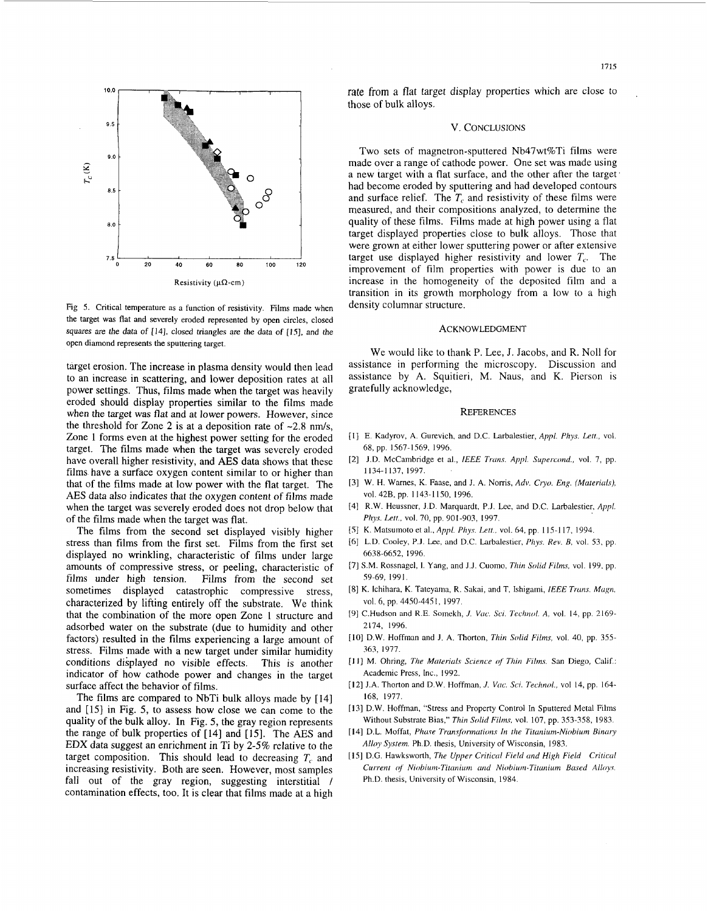10.0

9.5

9.0

8.5

8.0

7.5

0 20 40 60 80 100 120

$T_c$ (K)

Resistivity ($\mu\Omega$-cm)

Fig 5. Critical temperature as a function of resistivity. Films made when the target was flat and severely eroded represented by open circles, closed squares are the data of [14], closed triangles are the data of [15], and the open diamond represents the sputtering target.

target erosion. The increase in plasma density would then lead to an increase in scattering, and lower deposition rates at all power settings. Thus, films made when the target was heavily eroded should display properties similar to the films made when the target was flat and at lower powers. However, since the threshold for Zone 2 is at a deposition rate of ~2.8 nm/s, Zone 1 forms even at the highest power setting for the eroded target. The films made when the target was severely eroded have overall higher resistivity, and AES data shows that these films have a surface oxygen content similar to or higher than that of the films made at low power with the flat target. The AES data also indicates that the oxygen content of films made when the target was severely eroded does not drop below that of the films made when the target was flat.

The films from the second set displayed visibly higher stress than films from the first set. Films from the first set displayed no wrinkling, characteristic of films under large amounts of compressive stress, or peeling, characteristic of films under high tension. Films from the second set sometimes displayed catastrophic compressive stress, characterized by lifting entirely off the substrate. We think that the combination of the more open Zone 1 structure and adsorbed water on the substrate (due to humidity and other factors) resulted in the films experiencing a large amount of stress. Films made with a new target under similar humidity conditions displayed no visible effects. This is another indicator of how cathode power and changes in the target surface affect the behavior of films.

The films are compared to NbTi bulk alloys made by [14] and [15] in Fig. 5, to assess how close we can come to the quality of the bulk alloy. In Fig. 5, the gray region represents the range of bulk properties of [14] and [15]. The AES and EDX data suggest an enrichment in Ti by 2-5% relative to the target composition. This should lead to decreasing $T_c$ and increasing resistivity. Both are seen. However, most samples fall out of the gray region, suggesting interstitial / contamination effects, too. It is clear that films made at a high rate from a flat target display properties which are close to those of bulk alloys.

## V. Conclusions

Two sets of magnetron-sputtered Nb47wt%Ti films were made over a range of cathode power. One set was made using a new target with a flat surface, and the other after the target had become eroded by sputtering and had developed contours and surface relief. The $T_c$ and resistivity of these films were measured, and their compositions analyzed, to determine the quality of these films. Films made at high power using a flat target displayed properties close to bulk alloys. Those that were grown at either lower sputtering power or after extensive target use displayed higher resistivity and lower $T_c$. The improvement of film properties with power is due to an increase in the homogeneity of the deposited film and a transition in its growth morphology from a low to a high density columnar structure.

## Acknowledgment

We would like to thank P. Lee, J. Jacobs, and R. Noll for assistance in performing the microscopy. Discussion and assistance by A. Squitieri, M. Naus, and K. Pierson is gratefully acknowledge,

## References

[1] E. Kadyrov, A. Gurevich, and D.C. Larbalestier, *Appl. Phys. Lett.*, vol. 68, pp. 1567-1569, 1996.

[2] J.D. McCambridge et al., *IEEE Trans. Appl. Supercond.*, vol. 7, pp. 1134-1137, 1997.

[3] W. H. Warnes, K. Faase, and J. A. Norris, *Adv. Cryo. Eng. (Materials)*, vol. 42B, pp. 1143-1150, 1996.

[4] R.W. Heussner, J.D. Marquardt, P.J. Lee, and D.C. Larbalestier, *Appl. Phys. Lett.*, vol. 70, pp. 901-903, 1997.

[5] K. Matsumoto et al., *Appl. Phys. Lett.*, vol. 64, pp. 115-117, 1994.

[6] L.D. Cooley, P.J. Lee, and D.C. Larbalestier, *Phys. Rev. B*, vol. 53, pp. 6638-6652, 1996.

[7] S.M. Rossnagel, I. Yang, and J.J. Cuomo, *Thin Solid Films*, vol. 199, pp. 59-69, 1991.

[8] K. Ichihara, K. Tateyama, R. Sakai, and T. Ishigami, *IEEE Trans. Magn.*, vol. 6, pp. 4450-4451, 1997.

[9] C.Hudson and R.E. Somekh, *J. Vac. Sci. Technol. A*, vol. 14, pp. 2169-2174, 1996.

[10] D.W. Hoffman and J. A. Thorton, *Thin Solid Films*, vol. 40, pp. 355-363, 1977.

[11] M. Ohring, *The Materials Science of Thin Films*. San Diego, Calif.: Academic Press, Inc., 1992.

[12] J.A. Thorton and D.W. Hoffman, *J. Vac. Sci. Technol.*, vol 14, pp. 164-168, 1977.

[13] D.W. Hoffman, "Stress and Property Control In Sputtered Metal Films Without Substrate Bias," *Thin Solid Films*, vol. 107, pp. 353-358, 1983.

[14] D.L. Moffat, *Phase Transformations In the Titanium-Niobium Binary Alloy System*. Ph.D. thesis, University of Wisconsin, 1983.

[15] D.G. Hawksworth, *The Upper Critical Field and High Field Critical Current of Niobium-Titanium and Niobium-Titanium Based Alloys*. Ph.D. thesis, University of Wisconsin, 1984.